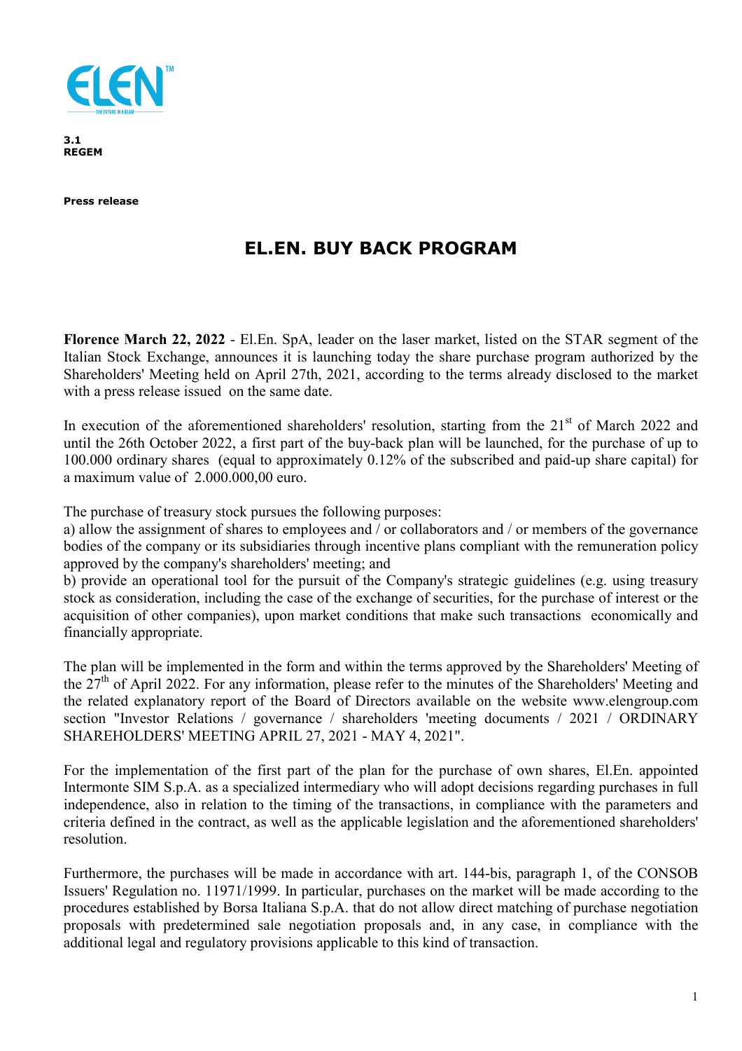3.1
REGEM

**Press release**

# EL.EN. BUY BACK PROGRAM

**Florence March 22, 2022** - El.En. SpA, leader on the laser market, listed on the STAR segment of the Italian Stock Exchange, announces it is launching today the share purchase program authorized by the Shareholders' Meeting held on April 27th, 2021, according to the terms already disclosed to the market with a press release issued on the same date.

In execution of the aforementioned shareholders' resolution, starting from the 21st of March 2022 and until the 26th October 2022, a first part of the buy-back plan will be launched, for the purchase of up to 100.000 ordinary shares (equal to approximately 0.12% of the subscribed and paid-up share capital) for a maximum value of 2.000.000,00 euro.

The purchase of treasury stock pursues the following purposes:
a) allow the assignment of shares to employees and / or collaborators and / or members of the governance bodies of the company or its subsidiaries through incentive plans compliant with the remuneration policy approved by the company's shareholders' meeting; and
b) provide an operational tool for the pursuit of the Company's strategic guidelines (e.g. using treasury stock as consideration, including the case of the exchange of securities, for the purchase of interest or the acquisition of other companies), upon market conditions that make such transactions economically and financially appropriate.

The plan will be implemented in the form and within the terms approved by the Shareholders' Meeting of the 27th of April 2022. For any information, please refer to the minutes of the Shareholders' Meeting and the related explanatory report of the Board of Directors available on the website www.elengroup.com section "Investor Relations / governance / shareholders 'meeting documents / 2021 / ORDINARY SHAREHOLDERS' MEETING APRIL 27, 2021 - MAY 4, 2021".

For the implementation of the first part of the plan for the purchase of own shares, El.En. appointed Intermonte SIM S.p.A. as a specialized intermediary who will adopt decisions regarding purchases in full independence, also in relation to the timing of the transactions, in compliance with the parameters and criteria defined in the contract, as well as the applicable legislation and the aforementioned shareholders' resolution.

Furthermore, the purchases will be made in accordance with art. 144-bis, paragraph 1, of the CONSOB Issuers' Regulation no. 11971/1999. In particular, purchases on the market will be made according to the procedures established by Borsa Italiana S.p.A. that do not allow direct matching of purchase negotiation proposals with predetermined sale negotiation proposals and, in any case, in compliance with the additional legal and regulatory provisions applicable to this kind of transaction.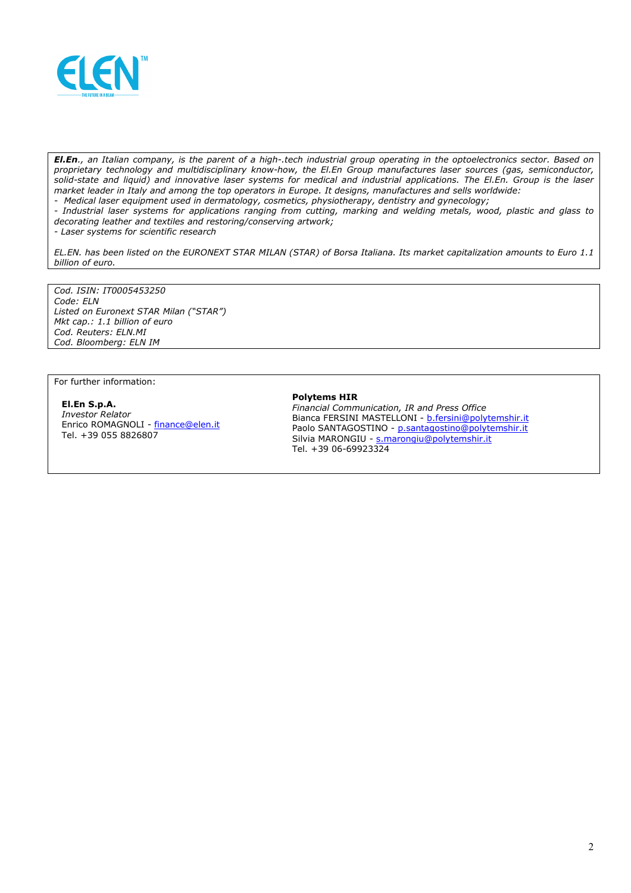***El.En**., an Italian company, is the parent of a high-.tech industrial group operating in the optoelectronics sector. Based on proprietary technology and multidisciplinary know-how, the El.En Group manufactures laser sources (gas, semiconductor, solid-state and liquid) and innovative laser systems for medical and industrial applications. The El.En. Group is the laser market leader in Italy and among the top operators in Europe. It designs, manufactures and sells worldwide:*

- *Medical laser equipment used in dermatology, cosmetics, physiotherapy, dentistry and gynecology;*
- *Industrial laser systems for applications ranging from cutting, marking and welding metals, wood, plastic and glass to decorating leather and textiles and restoring/conserving artwork;*
- *Laser systems for scientific research*

*EL.EN. has been listed on the EURONEXT STAR MILAN (STAR) of Borsa Italiana. Its market capitalization amounts to Euro 1.1 billion of euro.*

*Cod. ISIN: IT0005453250*
*Code: ELN*
*Listed on Euronext STAR Milan ("STAR")*
*Mkt cap.: 1.1 billion of euro*
*Cod. Reuters: ELN.MI*
*Cod. Bloomberg: ELN IM*

For further information:

**El.En S.p.A.**
*Investor Relator*
Enrico ROMAGNOLI - finance@elen.it
Tel. +39 055 8826807

**Polytems HIR**
*Financial Communication, IR and Press Office*
Bianca FERSINI MASTELLONI - b.fersini@polytemshir.it
Paolo SANTAGOSTINO - p.santagostino@polytemshir.it
Silvia MARONGIU - s.marongiu@polytemshir.it
Tel. +39 06-69923324